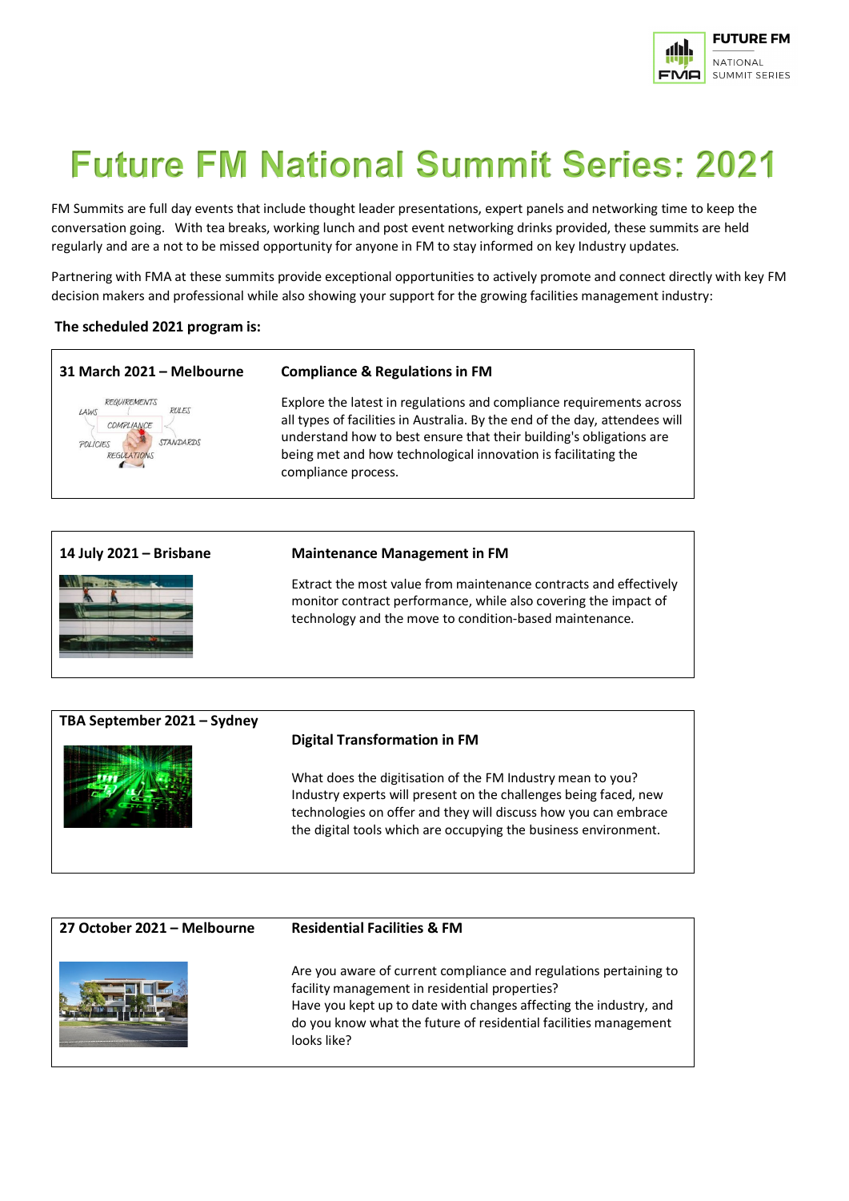# Future FM National Summit Series: 2021

FM Summits are full day events that include thought leader presentations, expert panels and networking time to keep the conversation going. With tea breaks, working lunch and post event networking drinks provided, these summits are held regularly and are a not to be missed opportunity for anyone in FM to stay informed on key Industry updates.

Partnering with FMA at these summits provide exceptional opportunities to actively promote and connect directly with key FM decision makers and professional while also showing your support for the growing facilities management industry:

**The scheduled 2021 program is:**

| 31 March 2021 – Melbourne | Compliance & Regulations in FM |
|---|---|
| | Explore the latest in regulations and compliance requirements across all types of facilities in Australia. By the end of the day, attendees will understand how to best ensure that their building's obligations are being met and how technological innovation is facilitating the compliance process. |

| 14 July 2021 – Brisbane | Maintenance Management in FM |
|---|---|
| | Extract the most value from maintenance contracts and effectively monitor contract performance, while also covering the impact of technology and the move to condition-based maintenance. |

| TBA September 2021 – Sydney | Digital Transformation in FM |
|---|---|
| | What does the digitisation of the FM Industry mean to you? Industry experts will present on the challenges being faced, new technologies on offer and they will discuss how you can embrace the digital tools which are occupying the business environment. |

| 27 October 2021 – Melbourne | Residential Facilities & FM |
|---|---|
| | Are you aware of current compliance and regulations pertaining to facility management in residential properties? Have you kept up to date with changes affecting the industry, and do you know what the future of residential facilities management looks like? |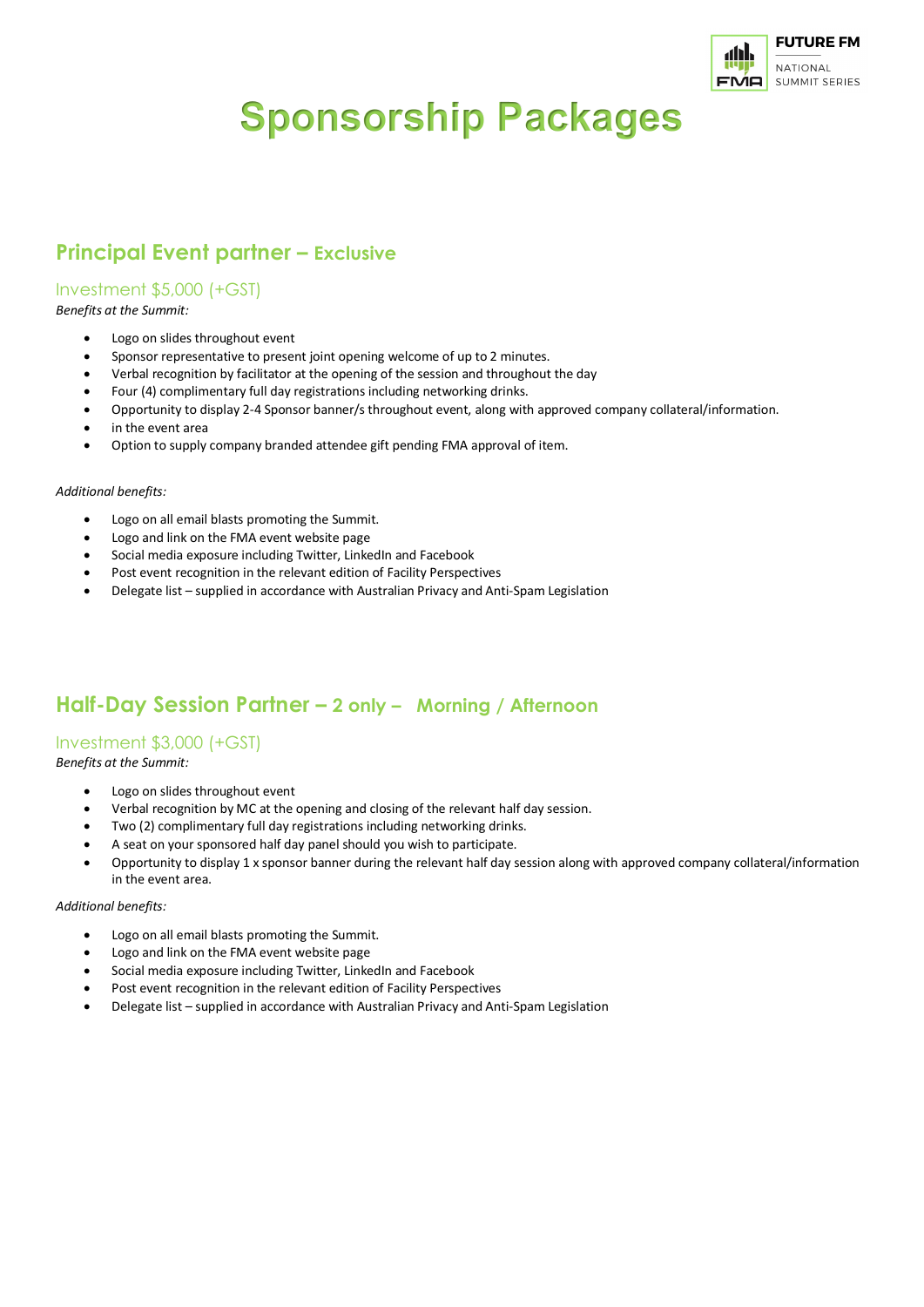# Sponsorship Packages

## Principal Event partner – Exclusive

### Investment $5,000 (+GST)

*Benefits at the Summit:*

- Logo on slides throughout event
- Sponsor representative to present joint opening welcome of up to 2 minutes.
- Verbal recognition by facilitator at the opening of the session and throughout the day
- Four (4) complimentary full day registrations including networking drinks.
- Opportunity to display 2-4 Sponsor banner/s throughout event, along with approved company collateral/information.
- in the event area
- Option to supply company branded attendee gift pending FMA approval of item.

*Additional benefits:*

- Logo on all email blasts promoting the Summit.
- Logo and link on the FMA event website page
- Social media exposure including Twitter, LinkedIn and Facebook
- Post event recognition in the relevant edition of Facility Perspectives
- Delegate list – supplied in accordance with Australian Privacy and Anti-Spam Legislation

## Half-Day Session Partner – 2 only – Morning / Afternoon

### Investment $3,000 (+GST)

*Benefits at the Summit:*

- Logo on slides throughout event
- Verbal recognition by MC at the opening and closing of the relevant half day session.
- Two (2) complimentary full day registrations including networking drinks.
- A seat on your sponsored half day panel should you wish to participate.
- Opportunity to display 1 x sponsor banner during the relevant half day session along with approved company collateral/information in the event area.

*Additional benefits:*

- Logo on all email blasts promoting the Summit.
- Logo and link on the FMA event website page
- Social media exposure including Twitter, LinkedIn and Facebook
- Post event recognition in the relevant edition of Facility Perspectives
- Delegate list – supplied in accordance with Australian Privacy and Anti-Spam Legislation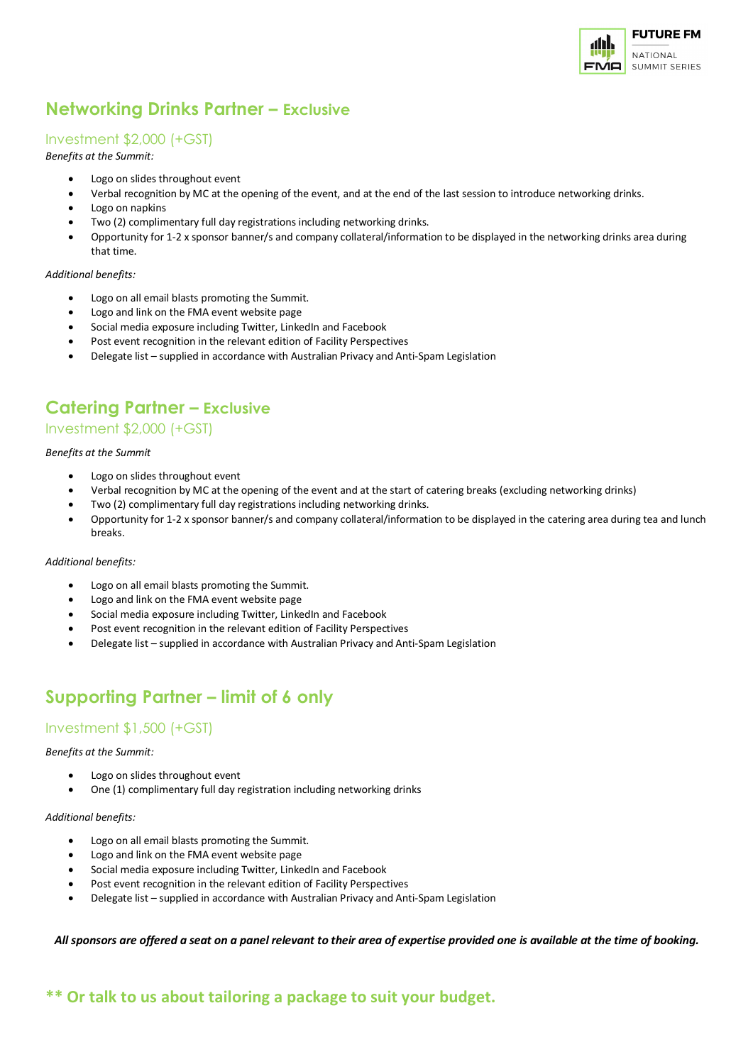## Networking Drinks Partner – Exclusive

### Investment $2,000 (+GST)

*Benefits at the Summit:*

- Logo on slides throughout event
- Verbal recognition by MC at the opening of the event, and at the end of the last session to introduce networking drinks.
- Logo on napkins
- Two (2) complimentary full day registrations including networking drinks.
- Opportunity for 1-2 x sponsor banner/s and company collateral/information to be displayed in the networking drinks area during that time.

*Additional benefits:*

- Logo on all email blasts promoting the Summit.
- Logo and link on the FMA event website page
- Social media exposure including Twitter, LinkedIn and Facebook
- Post event recognition in the relevant edition of Facility Perspectives
- Delegate list – supplied in accordance with Australian Privacy and Anti-Spam Legislation

## Catering Partner – Exclusive

### Investment $2,000 (+GST)

*Benefits at the Summit*

- Logo on slides throughout event
- Verbal recognition by MC at the opening of the event and at the start of catering breaks (excluding networking drinks)
- Two (2) complimentary full day registrations including networking drinks.
- Opportunity for 1-2 x sponsor banner/s and company collateral/information to be displayed in the catering area during tea and lunch breaks.

*Additional benefits:*

- Logo on all email blasts promoting the Summit.
- Logo and link on the FMA event website page
- Social media exposure including Twitter, LinkedIn and Facebook
- Post event recognition in the relevant edition of Facility Perspectives
- Delegate list – supplied in accordance with Australian Privacy and Anti-Spam Legislation

## Supporting Partner – limit of 6 only

### Investment $1,500 (+GST)

*Benefits at the Summit:*

- Logo on slides throughout event
- One (1) complimentary full day registration including networking drinks

*Additional benefits:*

- Logo on all email blasts promoting the Summit.
- Logo and link on the FMA event website page
- Social media exposure including Twitter, LinkedIn and Facebook
- Post event recognition in the relevant edition of Facility Perspectives
- Delegate list – supplied in accordance with Australian Privacy and Anti-Spam Legislation

***All sponsors are offered a seat on a panel relevant to their area of expertise provided one is available at the time of booking.***

## ** Or talk to us about tailoring a package to suit your budget.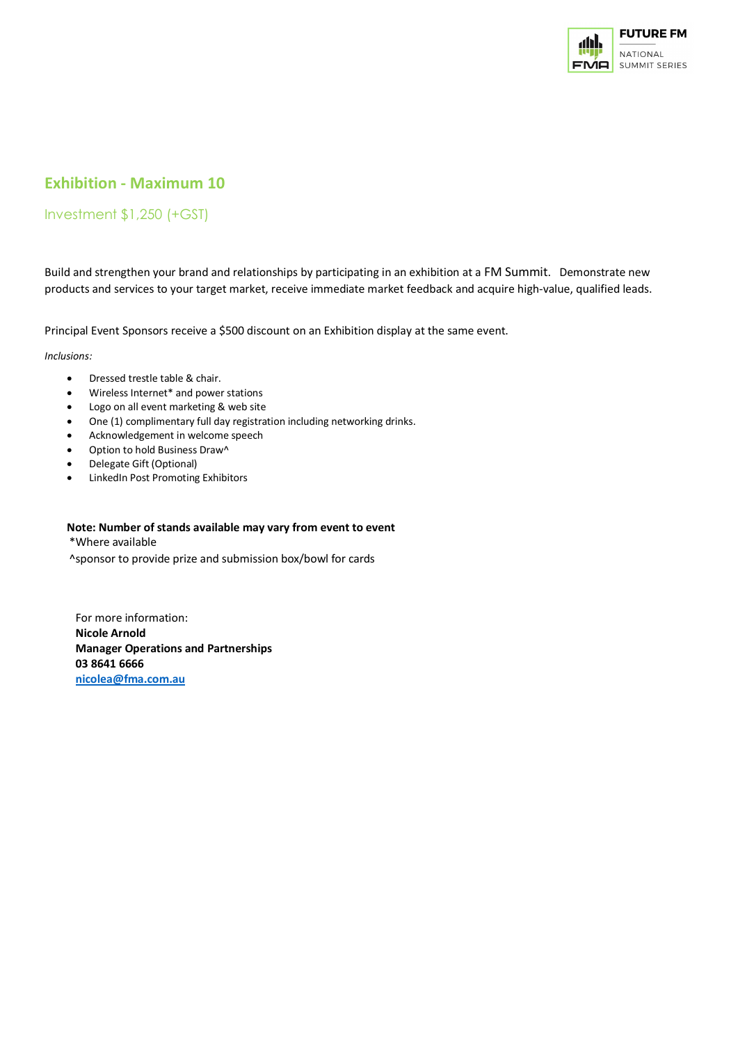## Exhibition - Maximum 10

### Investment $1,250 (+GST)

Build and strengthen your brand and relationships by participating in an exhibition at a FM Summit. Demonstrate new products and services to your target market, receive immediate market feedback and acquire high-value, qualified leads.

Principal Event Sponsors receive a $500 discount on an Exhibition display at the same event.

*Inclusions:*

- Dressed trestle table & chair.
- Wireless Internet* and power stations
- Logo on all event marketing & web site
- One (1) complimentary full day registration including networking drinks.
- Acknowledgement in welcome speech
- Option to hold Business Draw^
- Delegate Gift (Optional)
- LinkedIn Post Promoting Exhibitors

**Note: Number of stands available may vary from event to event**
*Where available
^sponsor to provide prize and submission box/bowl for cards

For more information:
**Nicole Arnold**
**Manager Operations and Partnerships**
**03 8641 6666**
**nicolea@fma.com.au**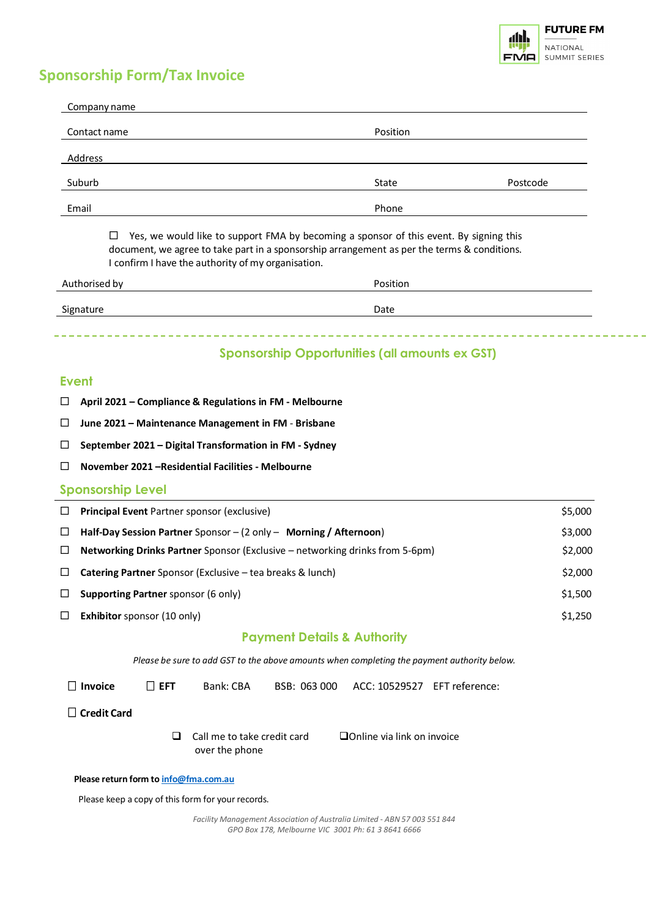FUTURE FM
NATIONAL SUMMIT SERIES

# Sponsorship Form/Tax Invoice

Company name

Contact name | Position

Address

Suburb | State | Postcode

Email | Phone

☐ Yes, we would like to support FMA by becoming a sponsor of this event. By signing this document, we agree to take part in a sponsorship arrangement as per the terms & conditions. I confirm I have the authority of my organisation.

Authorised by | Position

Signature | Date

## Sponsorship Opportunities (all amounts ex GST)

### Event

- ☐ **April 2021 – Compliance & Regulations in FM - Melbourne**
- ☐ **June 2021 – Maintenance Management in FM - Brisbane**
- ☐ **September 2021 – Digital Transformation in FM - Sydney**
- ☐ **November 2021 –Residential Facilities - Melbourne**

### Sponsorship Level

| Sponsorship | Amount |
|---|---|
| ☐ **Principal Event** Partner sponsor (exclusive) | $5,000 |
| ☐ **Half-Day Session Partner** Sponsor – (2 only – **Morning / Afternoon**) | $3,000 |
| ☐ **Networking Drinks Partner** Sponsor (Exclusive – networking drinks from 5-6pm) | $2,000 |
| ☐ **Catering Partner** Sponsor (Exclusive – tea breaks & lunch) | $2,000 |
| ☐ **Supporting Partner** sponsor (6 only) | $1,500 |
| ☐ **Exhibitor** sponsor (10 only) | $1,250 |

## Payment Details & Authority

*Please be sure to add GST to the above amounts when completing the payment authority below.*

☐ **Invoice** ☐ **EFT** Bank: CBA BSB: 063 000 ACC: 10529527 EFT reference:

☐ **Credit Card**

☐ Call me to take credit card over the phone ☐ Online via link on invoice

**Please return form to info@fma.com.au**

Please keep a copy of this form for your records.

*Facility Management Association of Australia Limited - ABN 57 003 551 844*
*GPO Box 178, Melbourne VIC 3001 Ph: 61 3 8641 6666*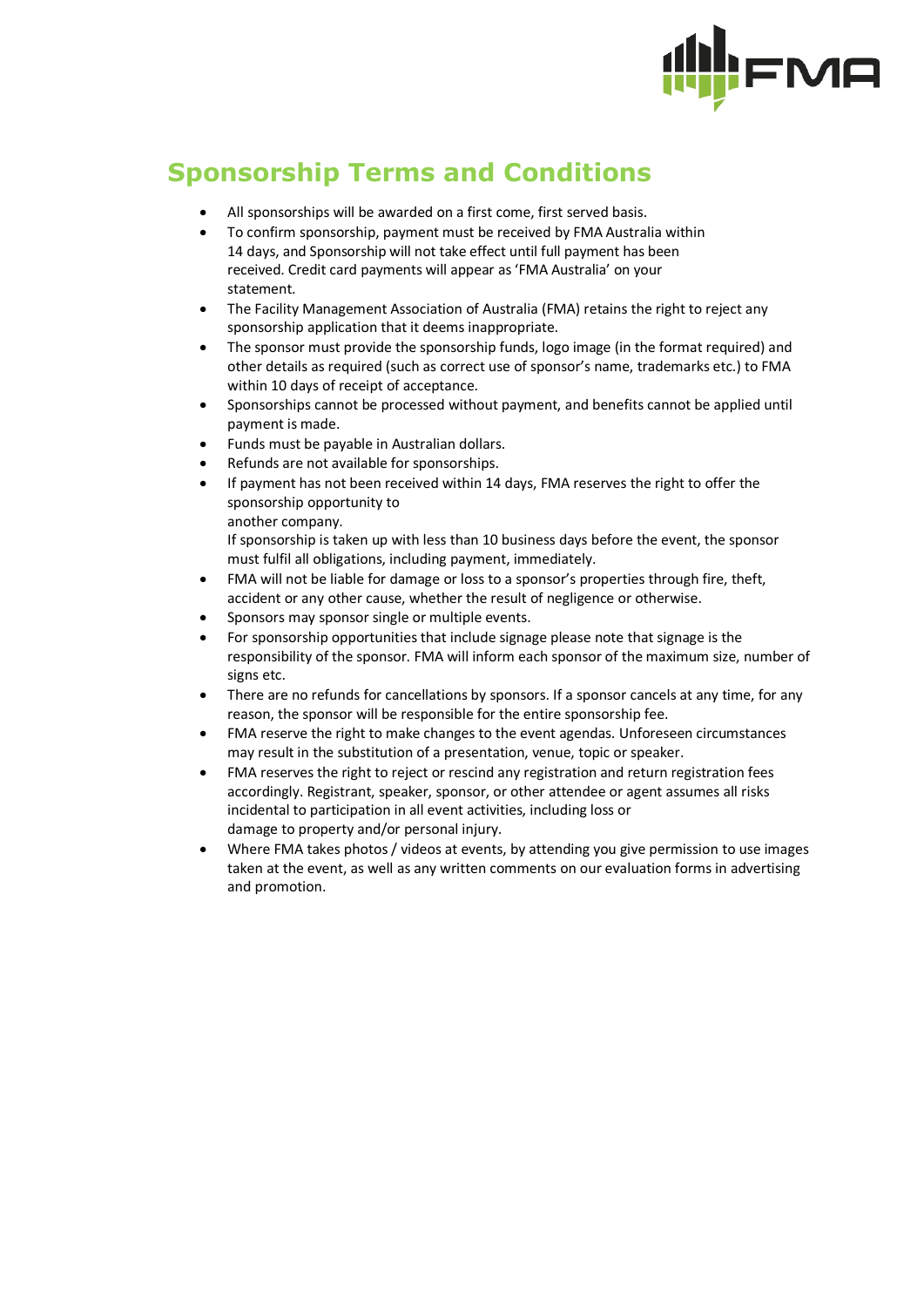# Sponsorship Terms and Conditions

- All sponsorships will be awarded on a first come, first served basis.
- To confirm sponsorship, payment must be received by FMA Australia within 14 days, and Sponsorship will not take effect until full payment has been received. Credit card payments will appear as 'FMA Australia' on your statement.
- The Facility Management Association of Australia (FMA) retains the right to reject any sponsorship application that it deems inappropriate.
- The sponsor must provide the sponsorship funds, logo image (in the format required) and other details as required (such as correct use of sponsor's name, trademarks etc.) to FMA within 10 days of receipt of acceptance.
- Sponsorships cannot be processed without payment, and benefits cannot be applied until payment is made.
- Funds must be payable in Australian dollars.
- Refunds are not available for sponsorships.
- If payment has not been received within 14 days, FMA reserves the right to offer the sponsorship opportunity to another company.
  If sponsorship is taken up with less than 10 business days before the event, the sponsor must fulfil all obligations, including payment, immediately.
- FMA will not be liable for damage or loss to a sponsor's properties through fire, theft, accident or any other cause, whether the result of negligence or otherwise.
- Sponsors may sponsor single or multiple events.
- For sponsorship opportunities that include signage please note that signage is the responsibility of the sponsor. FMA will inform each sponsor of the maximum size, number of signs etc.
- There are no refunds for cancellations by sponsors. If a sponsor cancels at any time, for any reason, the sponsor will be responsible for the entire sponsorship fee.
- FMA reserve the right to make changes to the event agendas. Unforeseen circumstances may result in the substitution of a presentation, venue, topic or speaker.
- FMA reserves the right to reject or rescind any registration and return registration fees accordingly. Registrant, speaker, sponsor, or other attendee or agent assumes all risks incidental to participation in all event activities, including loss or damage to property and/or personal injury.
- Where FMA takes photos / videos at events, by attending you give permission to use images taken at the event, as well as any written comments on our evaluation forms in advertising and promotion.